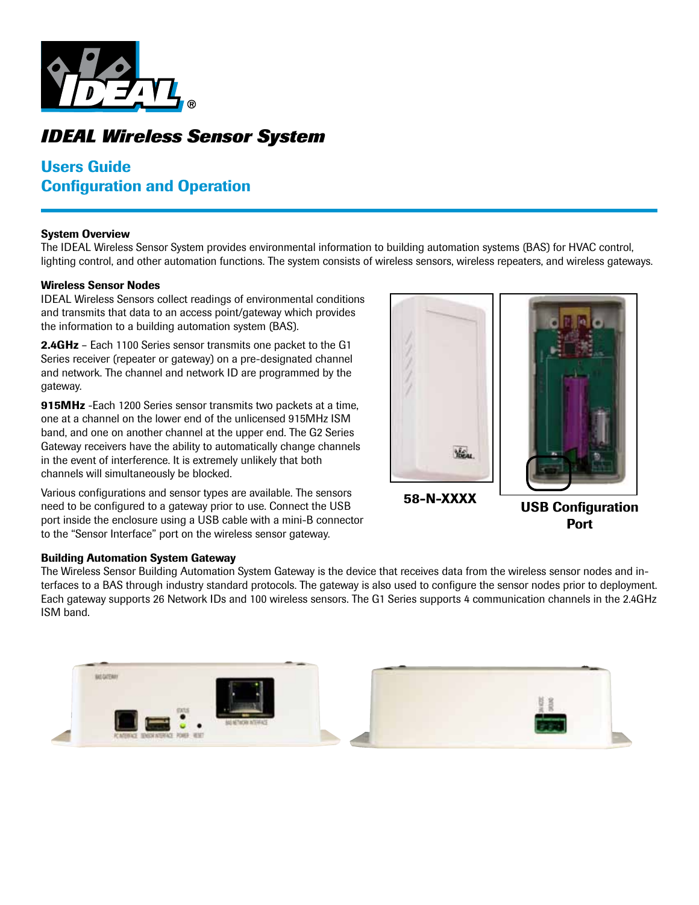# IDEAL Wireless Sensor System

## Users Guide
## Configuration and Operation

### System Overview

The IDEAL Wireless Sensor System provides environmental information to building automation systems (BAS) for HVAC control, lighting control, and other automation functions. The system consists of wireless sensors, wireless repeaters, and wireless gateways.

### Wireless Sensor Nodes

IDEAL Wireless Sensors collect readings of environmental conditions and transmits that data to an access point/gateway which provides the information to a building automation system (BAS).

**2.4GHz** – Each 1100 Series sensor transmits one packet to the G1 Series receiver (repeater or gateway) on a pre-designated channel and network. The channel and network ID are programmed by the gateway.

**915MHz** -Each 1200 Series sensor transmits two packets at a time, one at a channel on the lower end of the unlicensed 915MHz ISM band, and one on another channel at the upper end. The G2 Series Gateway receivers have the ability to automatically change channels in the event of interference. It is extremely unlikely that both channels will simultaneously be blocked.

Various configurations and sensor types are available. The sensors need to be configured to a gateway prior to use. Connect the USB port inside the enclosure using a USB cable with a mini-B connector to the "Sensor Interface" port on the wireless sensor gateway.

**58-N-XXXX**

**USB Configuration Port**

### Building Automation System Gateway

The Wireless Sensor Building Automation System Gateway is the device that receives data from the wireless sensor nodes and interfaces to a BAS through industry standard protocols. The gateway is also used to configure the sensor nodes prior to deployment. Each gateway supports 26 Network IDs and 100 wireless sensors. The G1 Series supports 4 communication channels in the 2.4GHz ISM band.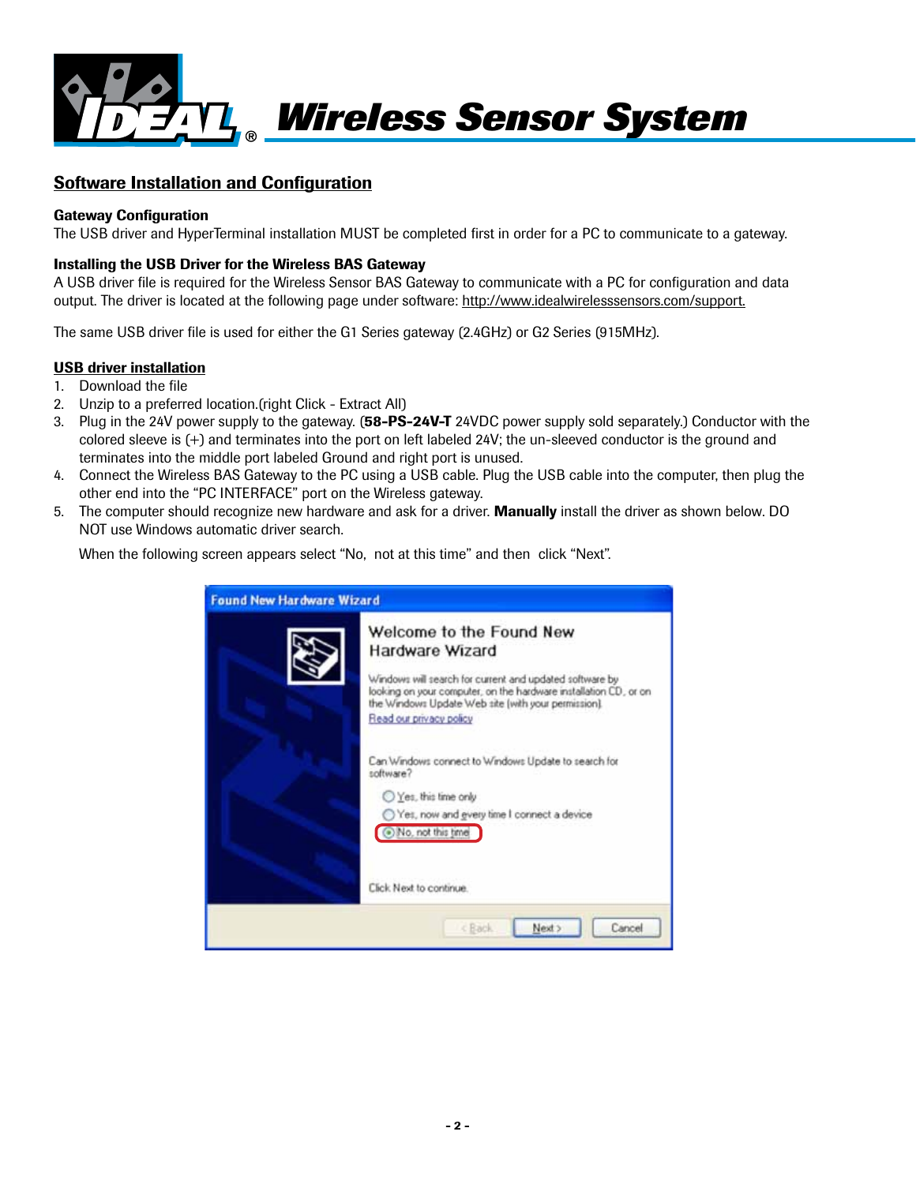# Wireless Sensor System

## Software Installation and Configuration

### Gateway Configuration

The USB driver and HyperTerminal installation MUST be completed first in order for a PC to communicate to a gateway.

### Installing the USB Driver for the Wireless BAS Gateway

A USB driver file is required for the Wireless Sensor BAS Gateway to communicate with a PC for configuration and data output. The driver is located at the following page under software: http://www.idealwirelesssensors.com/support.

The same USB driver file is used for either the G1 Series gateway (2.4GHz) or G2 Series (915MHz).

### USB driver installation

1. Download the file
2. Unzip to a preferred location.(right Click - Extract All)
3. Plug in the 24V power supply to the gateway. (**58-PS-24V-T** 24VDC power supply sold separately.) Conductor with the colored sleeve is (+) and terminates into the port on left labeled 24V; the un-sleeved conductor is the ground and terminates into the middle port labeled Ground and right port is unused.
4. Connect the Wireless BAS Gateway to the PC using a USB cable. Plug the USB cable into the computer, then plug the other end into the "PC INTERFACE" port on the Wireless gateway.
5. The computer should recognize new hardware and ask for a driver. **Manually** install the driver as shown below. DO NOT use Windows automatic driver search.

   When the following screen appears select "No, not at this time" and then click "Next".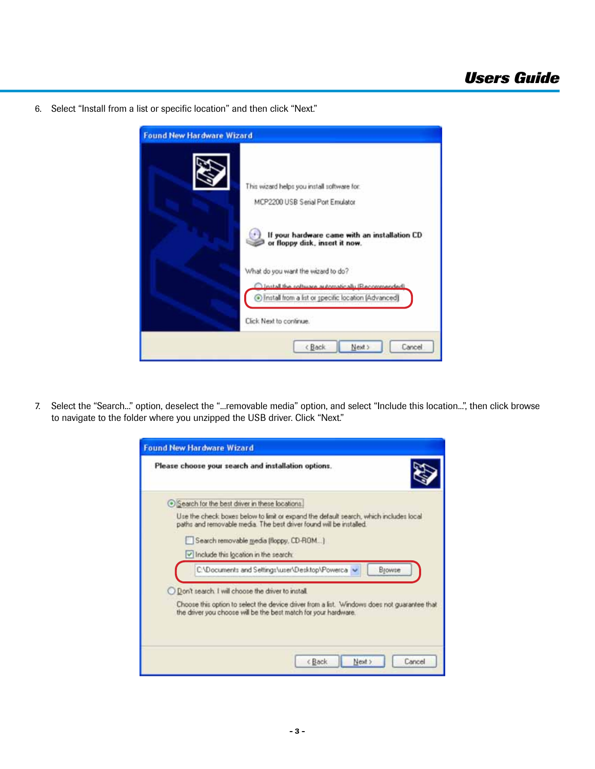6. Select "Install from a list or specific location" and then click "Next."

7. Select the "Search..." option, deselect the "...removable media" option, and select "Include this location...", then click browse to navigate to the folder where you unzipped the USB driver. Click "Next."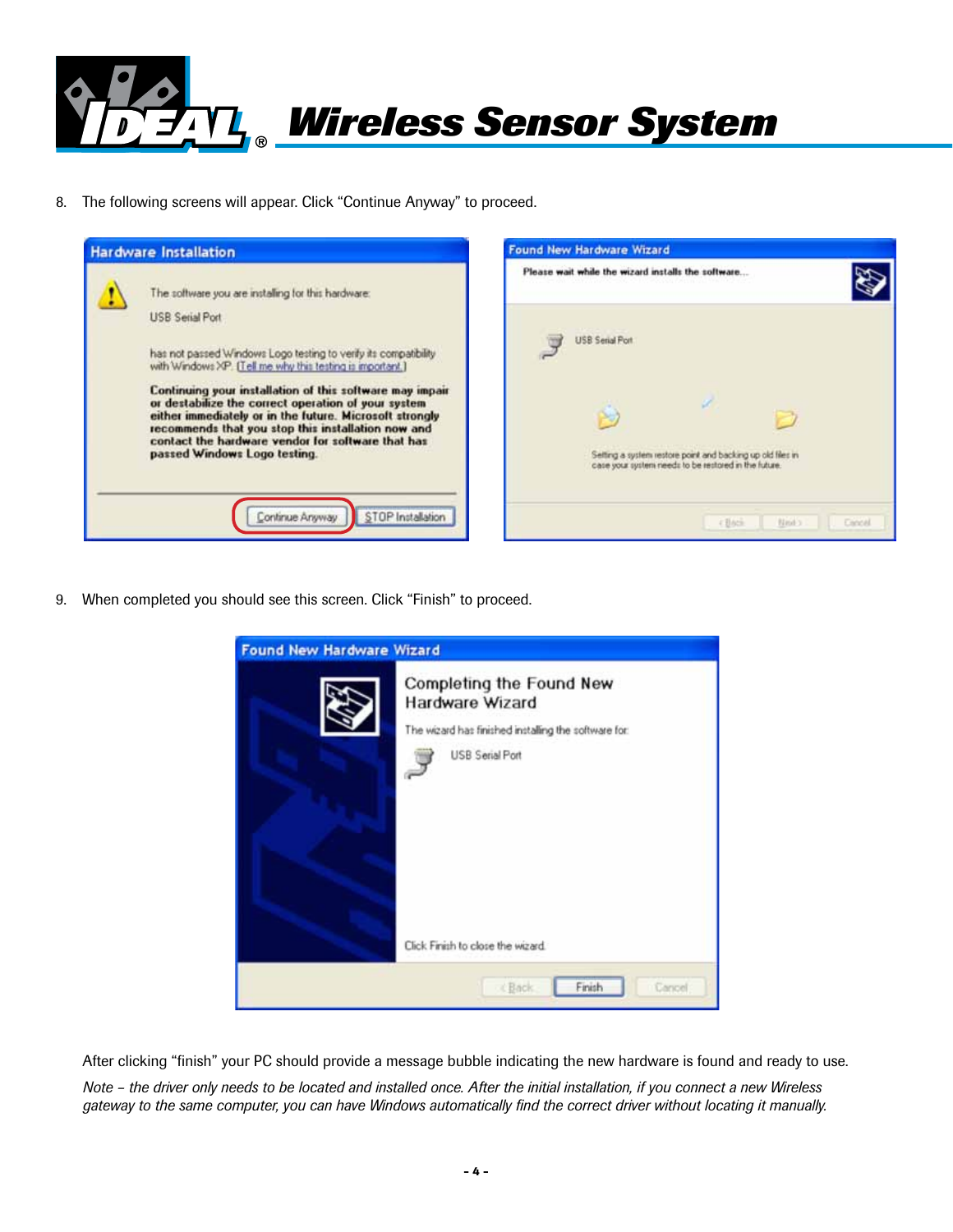8. The following screens will appear. Click "Continue Anyway" to proceed.

9. When completed you should see this screen. Click "Finish" to proceed.

After clicking "finish" your PC should provide a message bubble indicating the new hardware is found and ready to use.

*Note – the driver only needs to be located and installed once. After the initial installation, if you connect a new Wireless gateway to the same computer, you can have Windows automatically find the correct driver without locating it manually.*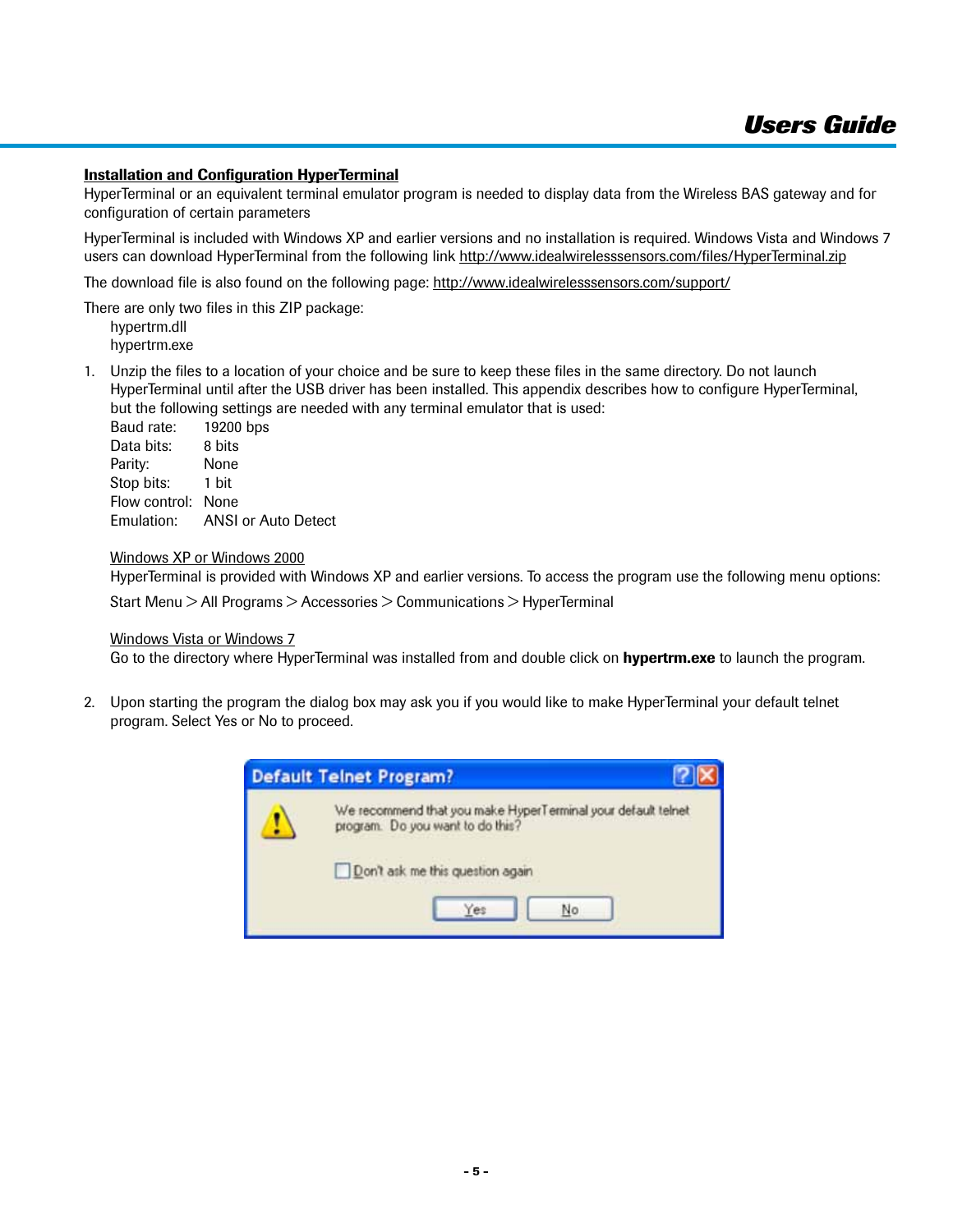## Installation and Configuration HyperTerminal

HyperTerminal or an equivalent terminal emulator program is needed to display data from the Wireless BAS gateway and for configuration of certain parameters

HyperTerminal is included with Windows XP and earlier versions and no installation is required. Windows Vista and Windows 7 users can download HyperTerminal from the following link http://www.idealwirelesssensors.com/files/HyperTerminal.zip

The download file is also found on the following page: http://www.idealwirelesssensors.com/support/

There are only two files in this ZIP package:

hypertrm.dll
hypertrm.exe

1. Unzip the files to a location of your choice and be sure to keep these files in the same directory. Do not launch HyperTerminal until after the USB driver has been installed. This appendix describes how to configure HyperTerminal, but the following settings are needed with any terminal emulator that is used:

   Baud rate: 19200 bps
   Data bits: 8 bits
   Parity: None
   Stop bits: 1 bit
   Flow control: None
   Emulation: ANSI or Auto Detect

   Windows XP or Windows 2000

   HyperTerminal is provided with Windows XP and earlier versions. To access the program use the following menu options:

   Start Menu > All Programs > Accessories > Communications > HyperTerminal

   Windows Vista or Windows 7

   Go to the directory where HyperTerminal was installed from and double click on **hypertrm.exe** to launch the program.

2. Upon starting the program the dialog box may ask you if you would like to make HyperTerminal your default telnet program. Select Yes or No to proceed.

**Default Telnet Program?**

We recommend that you make HyperTerminal your default telnet program. Do you want to do this?

☐ Don't ask me this question again

[Yes] [No]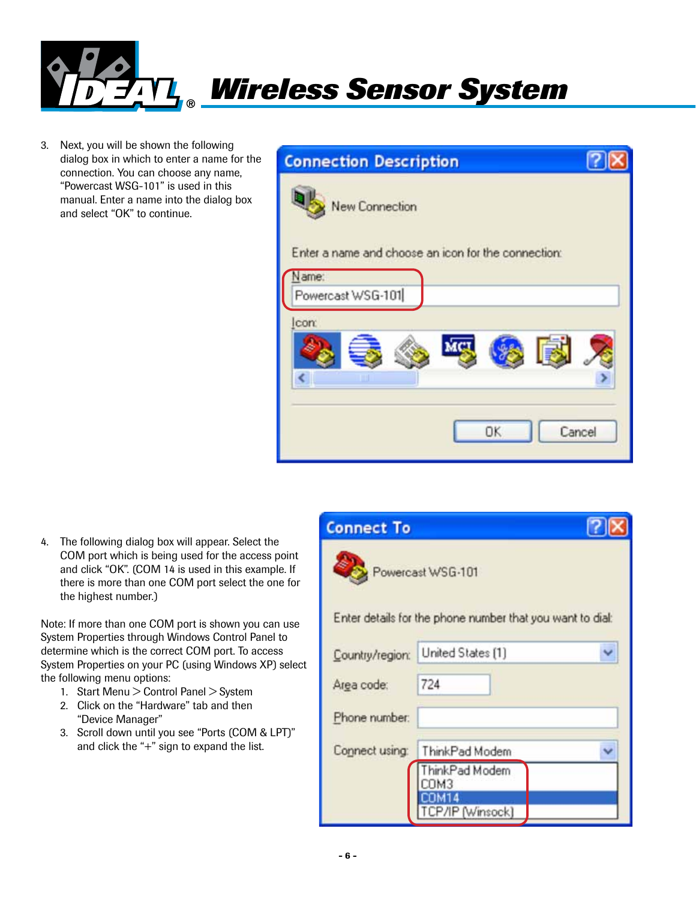3. Next, you will be shown the following dialog box in which to enter a name for the connection. You can choose any name, “Powercast WSG-101” is used in this manual. Enter a name into the dialog box and select “OK” to continue.

4. The following dialog box will appear. Select the COM port which is being used for the access point and click “OK”. (COM 14 is used in this example. If there is more than one COM port select the one for the highest number.)

Note: If more than one COM port is shown you can use System Properties through Windows Control Panel to determine which is the correct COM port. To access System Properties on your PC (using Windows XP) select the following menu options:

1. Start Menu > Control Panel > System
2. Click on the “Hardware” tab and then “Device Manager”
3. Scroll down until you see “Ports (COM & LPT)” and click the “+” sign to expand the list.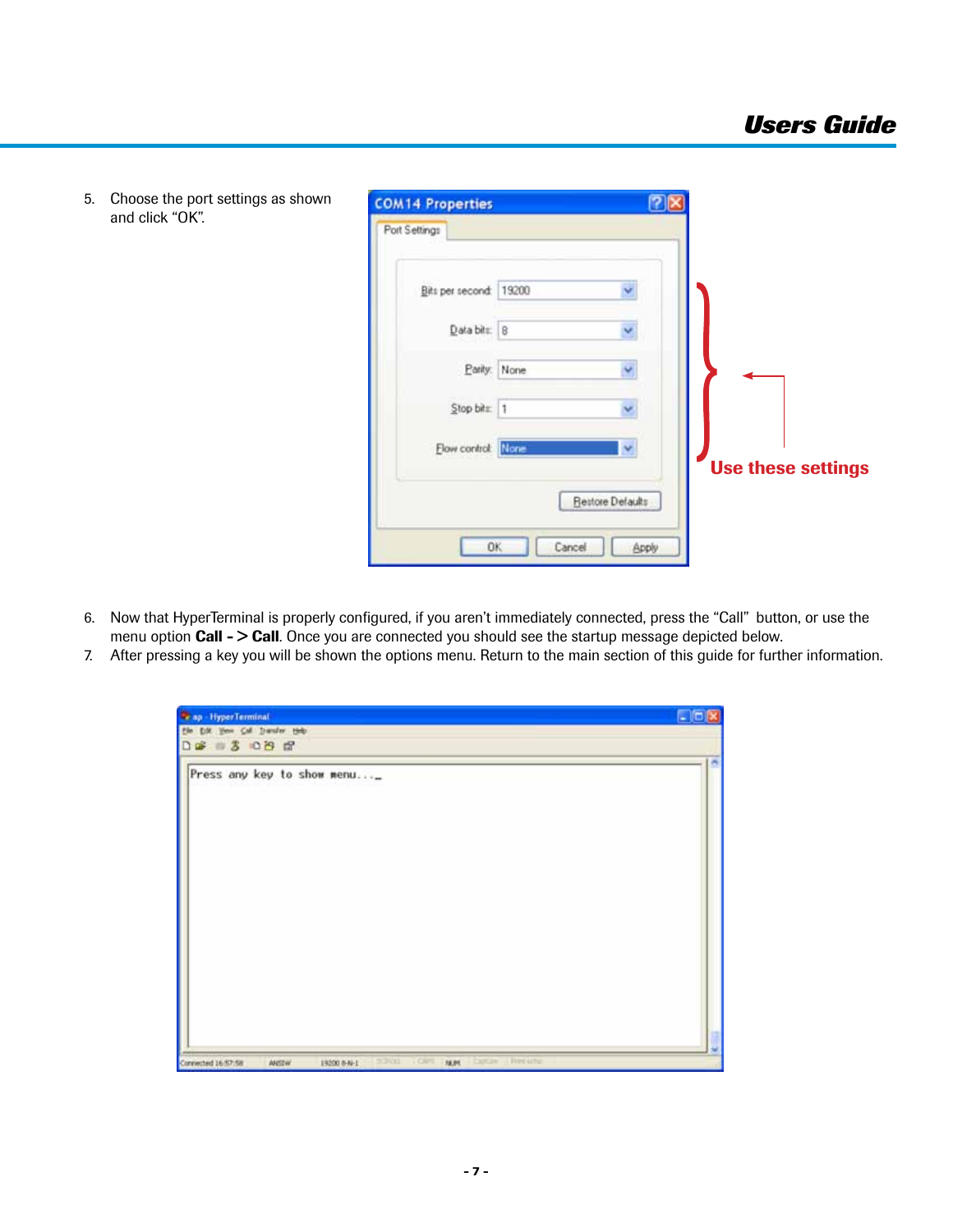5. Choose the port settings as shown and click “OK”.

Use these settings

6. Now that HyperTerminal is properly configured, if you aren’t immediately connected, press the “Call” button, or use the menu option **Call - > Call**. Once you are connected you should see the startup message depicted below.
7. After pressing a key you will be shown the options menu. Return to the main section of this guide for further information.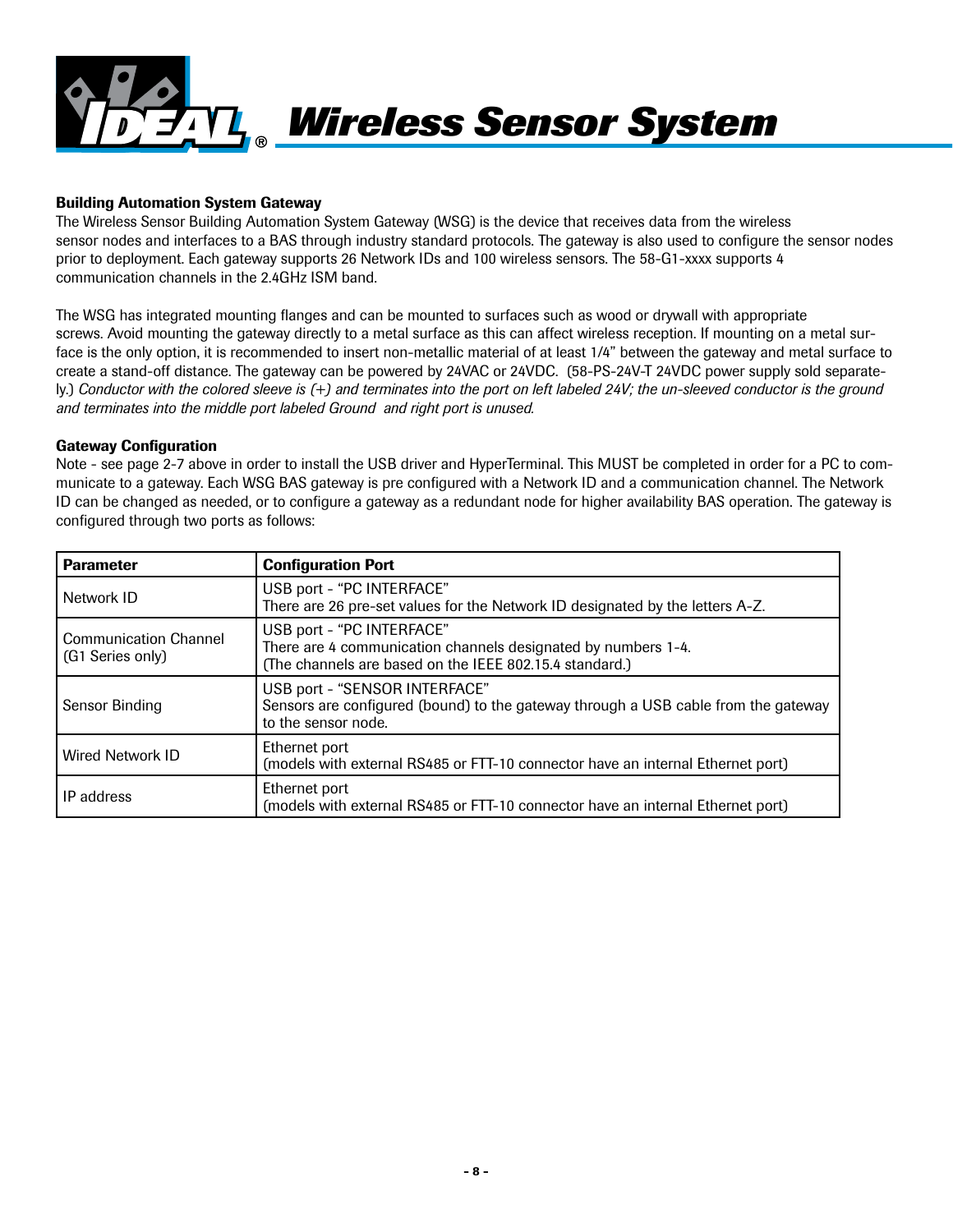### Building Automation System Gateway

The Wireless Sensor Building Automation System Gateway (WSG) is the device that receives data from the wireless sensor nodes and interfaces to a BAS through industry standard protocols. The gateway is also used to configure the sensor nodes prior to deployment. Each gateway supports 26 Network IDs and 100 wireless sensors. The 58-G1-xxxx supports 4 communication channels in the 2.4GHz ISM band.

The WSG has integrated mounting flanges and can be mounted to surfaces such as wood or drywall with appropriate screws. Avoid mounting the gateway directly to a metal surface as this can affect wireless reception. If mounting on a metal surface is the only option, it is recommended to insert non-metallic material of at least 1/4" between the gateway and metal surface to create a stand-off distance. The gateway can be powered by 24VAC or 24VDC. (58-PS-24V-T 24VDC power supply sold separately.) *Conductor with the colored sleeve is (+) and terminates into the port on left labeled 24V; the un-sleeved conductor is the ground and terminates into the middle port labeled Ground and right port is unused.*

### Gateway Configuration

Note - see page 2-7 above in order to install the USB driver and HyperTerminal. This MUST be completed in order for a PC to communicate to a gateway. Each WSG BAS gateway is pre configured with a Network ID and a communication channel. The Network ID can be changed as needed, or to configure a gateway as a redundant node for higher availability BAS operation. The gateway is configured through two ports as follows:

| **Parameter** | **Configuration Port** |
|---|---|
| Network ID | USB port - “PC INTERFACE”<br>There are 26 pre-set values for the Network ID designated by the letters A-Z. |
| Communication Channel (G1 Series only) | USB port - “PC INTERFACE”<br>There are 4 communication channels designated by numbers 1-4.<br>(The channels are based on the IEEE 802.15.4 standard.) |
| Sensor Binding | USB port - “SENSOR INTERFACE”<br>Sensors are configured (bound) to the gateway through a USB cable from the gateway to the sensor node. |
| Wired Network ID | Ethernet port<br>(models with external RS485 or FTT-10 connector have an internal Ethernet port) |
| IP address | Ethernet port<br>(models with external RS485 or FTT-10 connector have an internal Ethernet port) |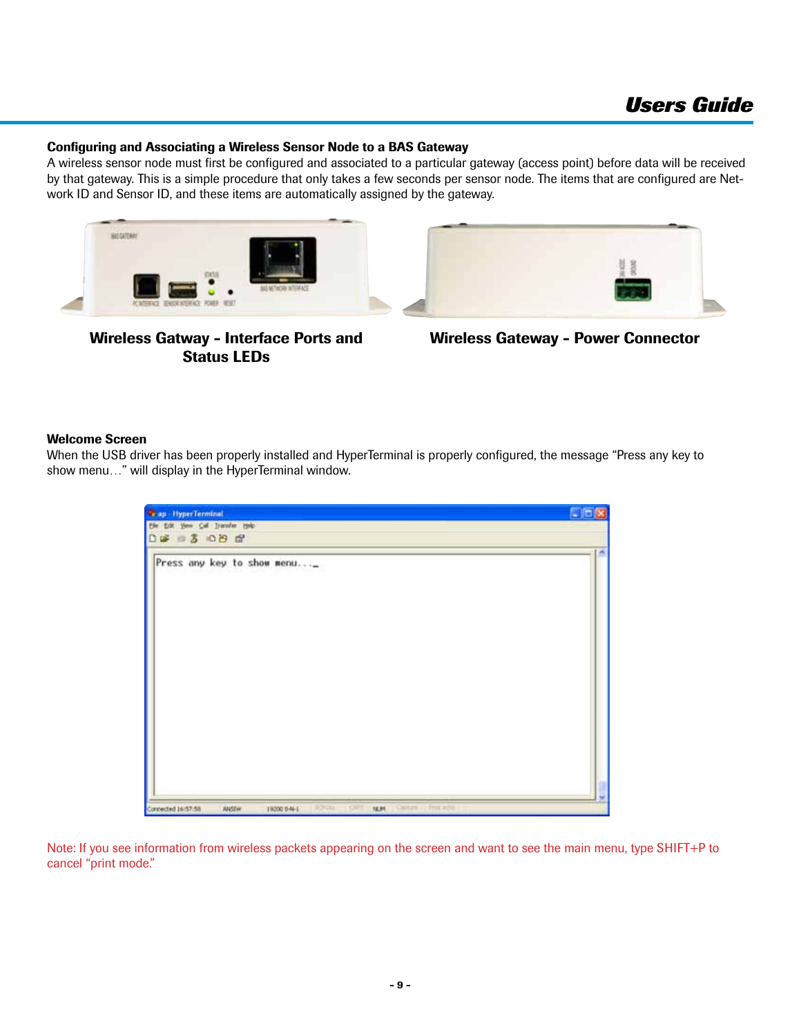### Configuring and Associating a Wireless Sensor Node to a BAS Gateway

A wireless sensor node must first be configured and associated to a particular gateway (access point) before data will be received by that gateway. This is a simple procedure that only takes a few seconds per sensor node. The items that are configured are Network ID and Sensor ID, and these items are automatically assigned by the gateway.

**Wireless Gatway - Interface Ports and Status LEDs**

**Wireless Gateway - Power Connector**

### Welcome Screen

When the USB driver has been properly installed and HyperTerminal is properly configured, the message "Press any key to show menu…" will display in the HyperTerminal window.

Note: If you see information from wireless packets appearing on the screen and want to see the main menu, type SHIFT+P to cancel "print mode."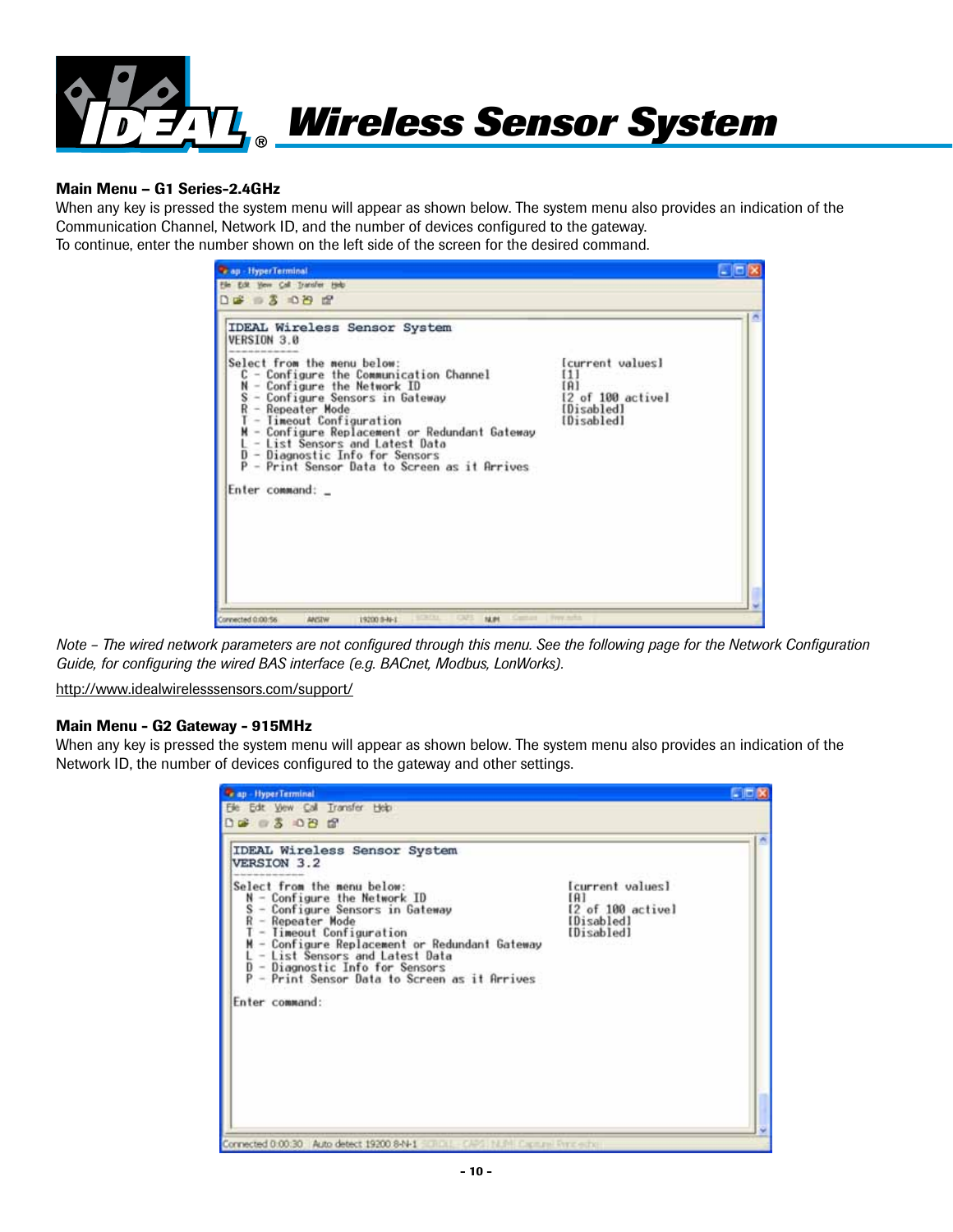## Main Menu – G1 Series-2.4GHz

When any key is pressed the system menu will appear as shown below. The system menu also provides an indication of the Communication Channel, Network ID, and the number of devices configured to the gateway.
To continue, enter the number shown on the left side of the screen for the desired command.

```
IDEAL Wireless Sensor System
VERSION 3.0
------------
Select from the menu below:                          [current values]
   C - Configure the Communication Channel           [1]
   N - Configure the Network ID                      [A]
   S - Configure Sensors in Gateway                  [2 of 100 active]
   R - Repeater Mode                                 [Disabled]
   T - Timeout Configuration                         [Disabled]
   M - Configure Replacement or Redundant Gateway
   L - List Sensors and Latest Data
   D - Diagnostic Info for Sensors
   P - Print Sensor Data to Screen as it Arrives

Enter command: _
```

*Note – The wired network parameters are not configured through this menu. See the following page for the Network Configuration Guide, for configuring the wired BAS interface (e.g. BACnet, Modbus, LonWorks).*

http://www.idealwirelesssensors.com/support/

## Main Menu - G2 Gateway - 915MHz

When any key is pressed the system menu will appear as shown below. The system menu also provides an indication of the Network ID, the number of devices configured to the gateway and other settings.

```
IDEAL Wireless Sensor System
VERSION 3.2
------------
Select from the menu below:                          [current values]
   N - Configure the Network ID                      [A]
   S - Configure Sensors in Gateway                  [2 of 100 active]
   R - Repeater Mode                                 [Disabled]
   T - Timeout Configuration                         [Disabled]
   M - Configure Replacement or Redundant Gateway
   L - List Sensors and Latest Data
   D - Diagnostic Info for Sensors
   P - Print Sensor Data to Screen as it Arrives

Enter command:
```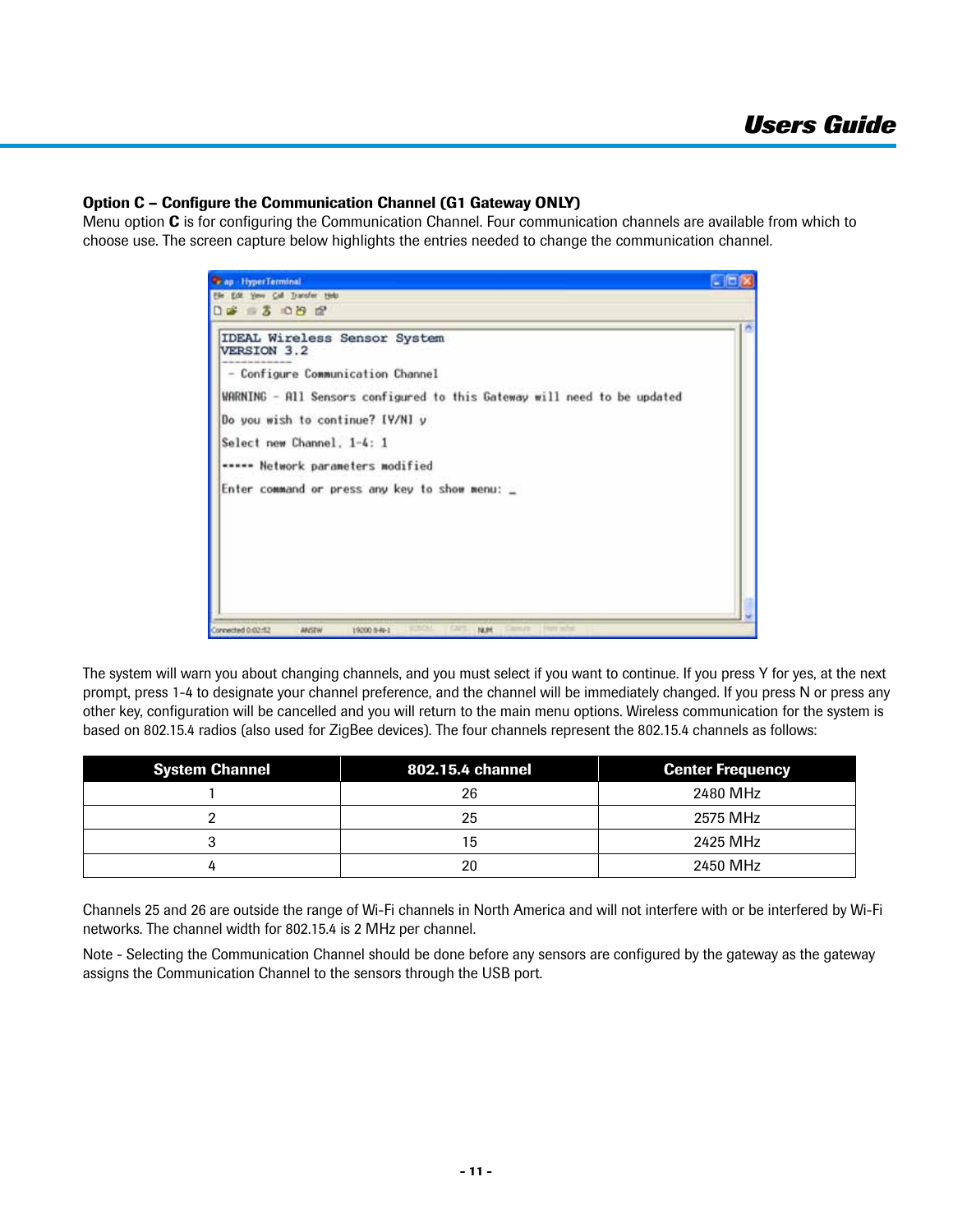**Option C – Configure the Communication Channel (G1 Gateway ONLY)**
Menu option **C** is for configuring the Communication Channel. Four communication channels are available from which to choose use. The screen capture below highlights the entries needed to change the communication channel.

```
IDEAL Wireless Sensor System
VERSION 3.2
-----------
 - Configure Communication Channel

WARNING - All Sensors configured to this Gateway will need to be updated

Do you wish to continue? [Y/N] y

Select new Channel, 1-4: 1

----- Network parameters modified

Enter command or press any key to show menu: _
```

The system will warn you about changing channels, and you must select if you want to continue. If you press Y for yes, at the next prompt, press 1-4 to designate your channel preference, and the channel will be immediately changed. If you press N or press any other key, configuration will be cancelled and you will return to the main menu options. Wireless communication for the system is based on 802.15.4 radios (also used for ZigBee devices). The four channels represent the 802.15.4 channels as follows:

| System Channel | 802.15.4 channel | Center Frequency |
|---|---|---|
| 1 | 26 | 2480 MHz |
| 2 | 25 | 2575 MHz |
| 3 | 15 | 2425 MHz |
| 4 | 20 | 2450 MHz |

Channels 25 and 26 are outside the range of Wi-Fi channels in North America and will not interfere with or be interfered by Wi-Fi networks. The channel width for 802.15.4 is 2 MHz per channel.

Note - Selecting the Communication Channel should be done before any sensors are configured by the gateway as the gateway assigns the Communication Channel to the sensors through the USB port.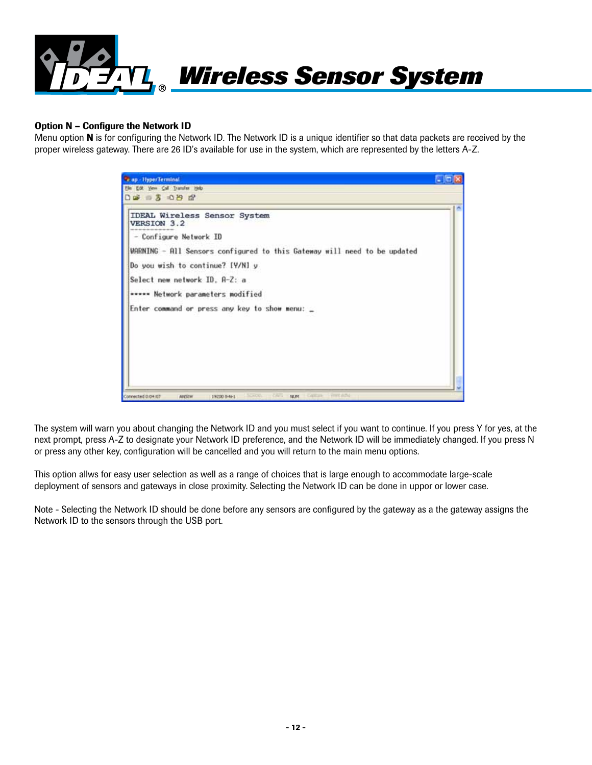### Option N – Configure the Network ID

Menu option **N** is for configuring the Network ID. The Network ID is a unique identifier so that data packets are received by the proper wireless gateway. There are 26 ID's available for use in the system, which are represented by the letters A-Z.

```
IDEAL Wireless Sensor System
VERSION 3.2
------------
 - Configure Network ID

WARNING - All Sensors configured to this Gateway will need to be updated

Do you wish to continue? [Y/N] y

Select new network ID, A-Z: a

***** Network parameters modified

Enter command or press any key to show menu: _
```

The system will warn you about changing the Network ID and you must select if you want to continue. If you press Y for yes, at the next prompt, press A-Z to designate your Network ID preference, and the Network ID will be immediately changed. If you press N or press any other key, configuration will be cancelled and you will return to the main menu options.

This option allws for easy user selection as well as a range of choices that is large enough to accommodate large-scale deployment of sensors and gateways in close proximity. Selecting the Network ID can be done in uppor or lower case.

Note - Selecting the Network ID should be done before any sensors are configured by the gateway as a the gateway assigns the Network ID to the sensors through the USB port.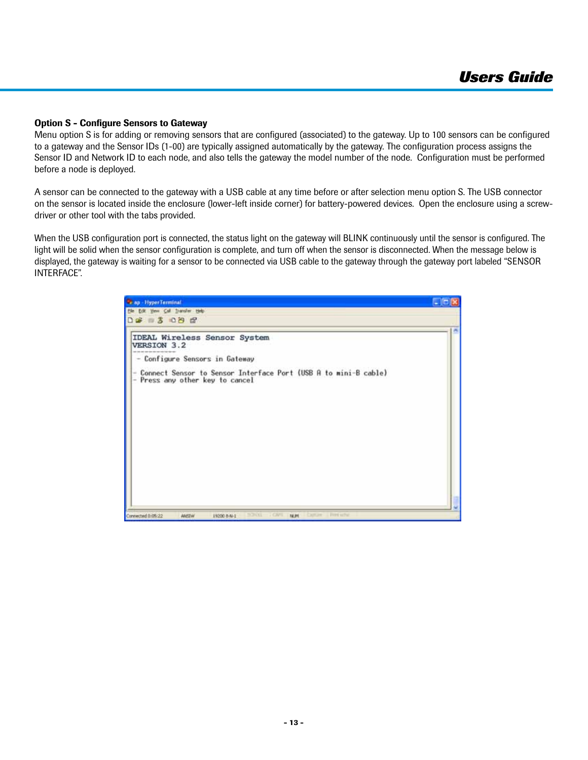### Option S - Configure Sensors to Gateway

Menu option S is for adding or removing sensors that are configured (associated) to the gateway. Up to 100 sensors can be configured to a gateway and the Sensor IDs (1-00) are typically assigned automatically by the gateway. The configuration process assigns the Sensor ID and Network ID to each node, and also tells the gateway the model number of the node. Configuration must be performed before a node is deployed.

A sensor can be connected to the gateway with a USB cable at any time before or after selection menu option S. The USB connector on the sensor is located inside the enclosure (lower-left inside corner) for battery-powered devices. Open the enclosure using a screw-driver or other tool with the tabs provided.

When the USB configuration port is connected, the status light on the gateway will BLINK continuously until the sensor is configured. The light will be solid when the sensor configuration is complete, and turn off when the sensor is disconnected. When the message below is displayed, the gateway is waiting for a sensor to be connected via USB cable to the gateway through the gateway port labeled “SENSOR INTERFACE”.

```
IDEAL Wireless Sensor System
VERSION 3.2
------------
 - Configure Sensors in Gateway

- Connect Sensor to Sensor Interface Port (USB A to mini-B cable)
- Press any other key to cancel
```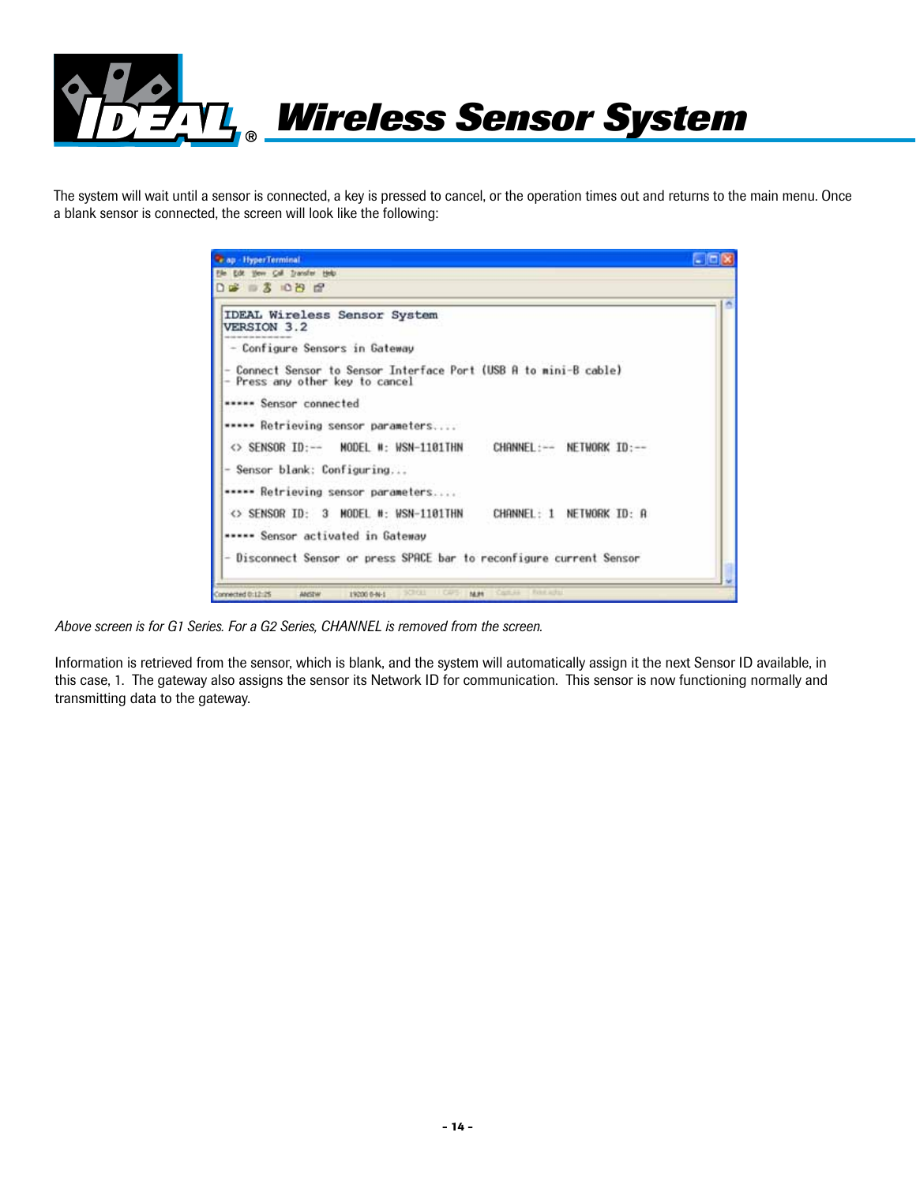The system will wait until a sensor is connected, a key is pressed to cancel, or the operation times out and returns to the main menu. Once a blank sensor is connected, the screen will look like the following:

```
IDEAL Wireless Sensor System
VERSION 3.2
------------
 - Configure Sensors in Gateway

- Connect Sensor to Sensor Interface Port (USB A to mini-B cable)
- Press any other key to cancel

***** Sensor connected

***** Retrieving sensor parameters....

 <> SENSOR ID:--   MODEL #: WSN-1101THN    CHANNEL:--  NETWORK ID:--

- Sensor blank: Configuring...

***** Retrieving sensor parameters....

 <> SENSOR ID:  3  MODEL #: WSN-1101THN    CHANNEL: 1  NETWORK ID: A

***** Sensor activated in Gateway

- Disconnect Sensor or press SPACE bar to reconfigure current Sensor
```

*Above screen is for G1 Series. For a G2 Series, CHANNEL is removed from the screen.*

Information is retrieved from the sensor, which is blank, and the system will automatically assign it the next Sensor ID available, in this case, 1. The gateway also assigns the sensor its Network ID for communication. This sensor is now functioning normally and transmitting data to the gateway.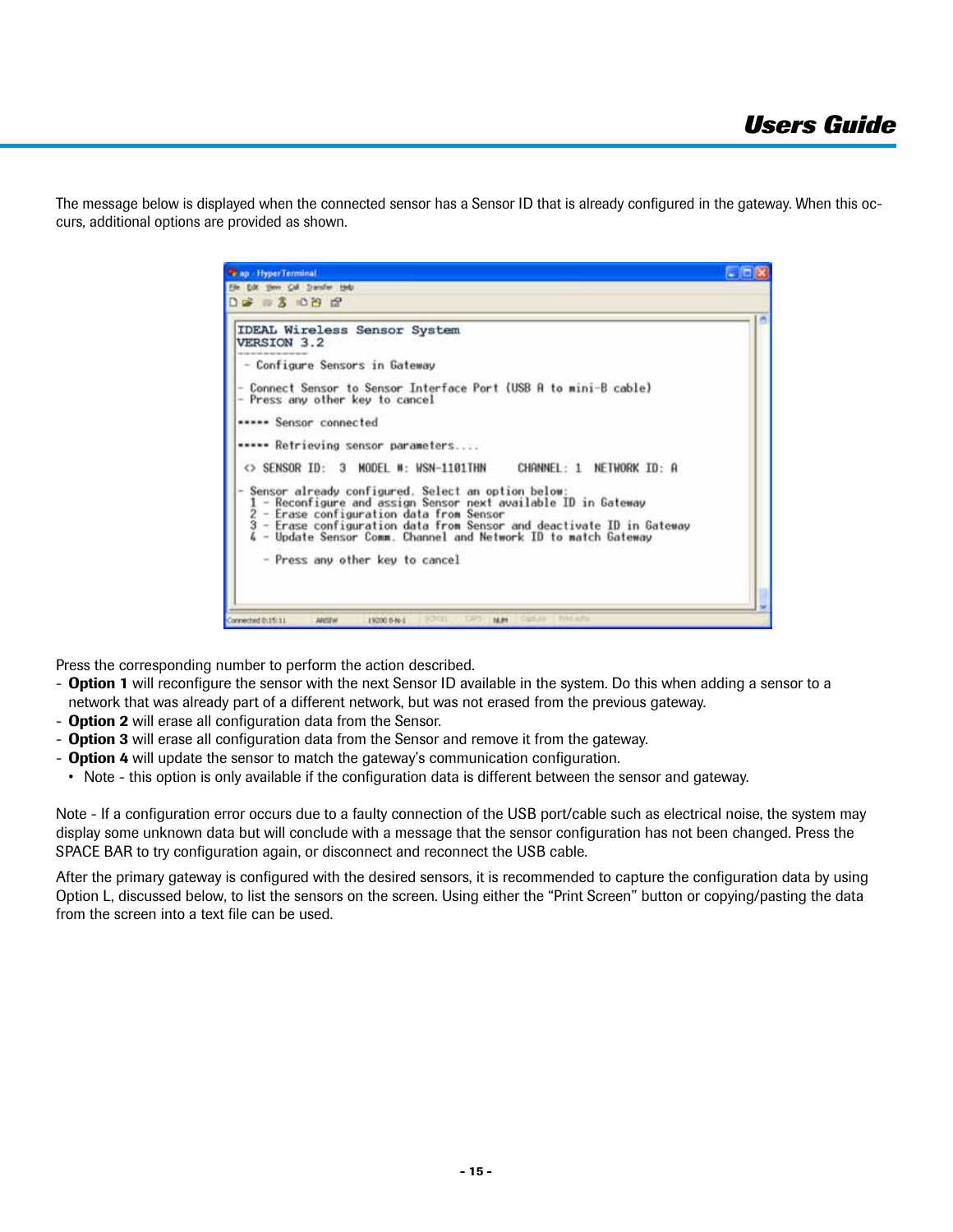The message below is displayed when the connected sensor has a Sensor ID that is already configured in the gateway. When this occurs, additional options are provided as shown.

```
IDEAL Wireless Sensor System
VERSION 3.2
------------
 - Configure Sensors in Gateway

- Connect Sensor to Sensor Interface Port (USB A to mini-B cable)
- Press any other key to cancel

***** Sensor connected

***** Retrieving sensor parameters....

 <> SENSOR ID:  3  MODEL #: WSN-1101THN     CHANNEL: 1  NETWORK ID: A

- Sensor already configured. Select an option below:
  1 - Reconfigure and assign Sensor next available ID in Gateway
  2 - Erase configuration data from Sensor
  3 - Erase configuration data from Sensor and deactivate ID in Gateway
  4 - Update Sensor Comm. Channel and Network ID to match Gateway

    - Press any other key to cancel
```

Press the corresponding number to perform the action described.

- **Option 1** will reconfigure the sensor with the next Sensor ID available in the system. Do this when adding a sensor to a network that was already part of a different network, but was not erased from the previous gateway.
- **Option 2** will erase all configuration data from the Sensor.
- **Option 3** will erase all configuration data from the Sensor and remove it from the gateway.
- **Option 4** will update the sensor to match the gateway's communication configuration.
  - Note - this option is only available if the configuration data is different between the sensor and gateway.

Note - If a configuration error occurs due to a faulty connection of the USB port/cable such as electrical noise, the system may display some unknown data but will conclude with a message that the sensor configuration has not been changed. Press the SPACE BAR to try configuration again, or disconnect and reconnect the USB cable.

After the primary gateway is configured with the desired sensors, it is recommended to capture the configuration data by using Option L, discussed below, to list the sensors on the screen. Using either the "Print Screen" button or copying/pasting the data from the screen into a text file can be used.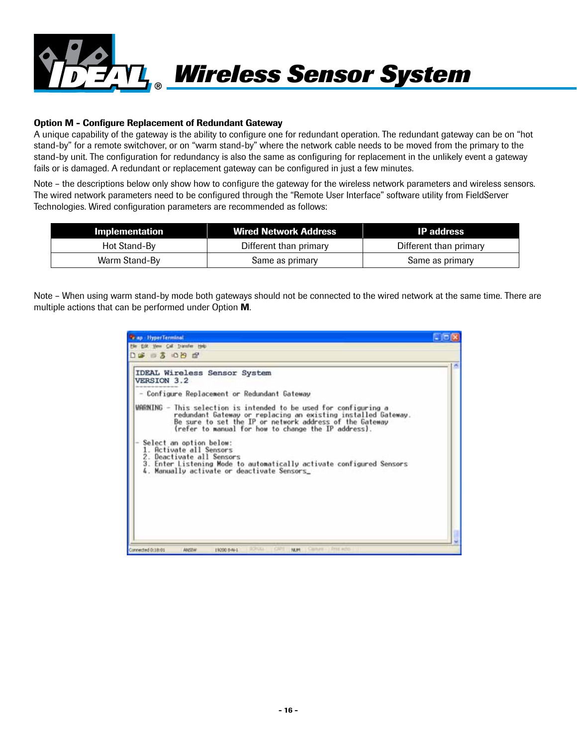**Option M - Configure Replacement of Redundant Gateway**

A unique capability of the gateway is the ability to configure one for redundant operation. The redundant gateway can be on "hot stand-by" for a remote switchover, or on "warm stand-by" where the network cable needs to be moved from the primary to the stand-by unit. The configuration for redundancy is also the same as configuring for replacement in the unlikely event a gateway fails or is damaged. A redundant or replacement gateway can be configured in just a few minutes.

Note – the descriptions below only show how to configure the gateway for the wireless network parameters and wireless sensors. The wired network parameters need to be configured through the "Remote User Interface" software utility from FieldServer Technologies. Wired configuration parameters are recommended as follows:

| Implementation | Wired Network Address | IP address |
| --- | --- | --- |
| Hot Stand-By | Different than primary | Different than primary |
| Warm Stand-By | Same as primary | Same as primary |

Note – When using warm stand-by mode both gateways should not be connected to the wired network at the same time. There are multiple actions that can be performed under Option **M**.

```
IDEAL Wireless Sensor System
VERSION 3.2
------------
 - Configure Replacement or Redundant Gateway

WARNING - This selection is intended to be used for configuring a
          redundant Gateway or replacing an existing installed Gateway.
          Be sure to set the IP or network address of the Gateway
          (refer to manual for how to change the IP address).

- Select an option below:
  1. Activate all Sensors
  2. Deactivate all Sensors
  3. Enter Listening Mode to automatically activate configured Sensors
  4. Manually activate or deactivate Sensors_
```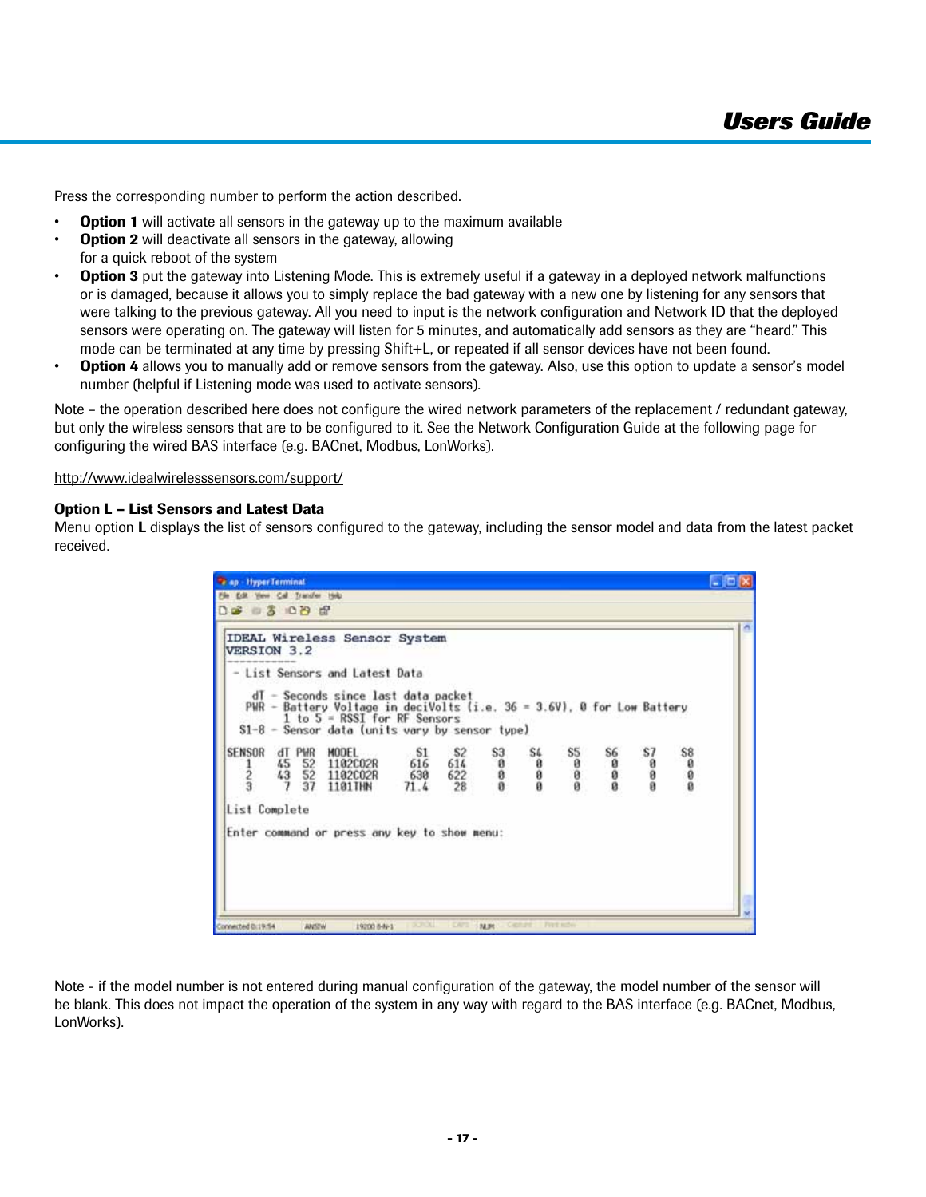Press the corresponding number to perform the action described.

- **Option 1** will activate all sensors in the gateway up to the maximum available
- **Option 2** will deactivate all sensors in the gateway, allowing for a quick reboot of the system
- **Option 3** put the gateway into Listening Mode. This is extremely useful if a gateway in a deployed network malfunctions or is damaged, because it allows you to simply replace the bad gateway with a new one by listening for any sensors that were talking to the previous gateway. All you need to input is the network configuration and Network ID that the deployed sensors were operating on. The gateway will listen for 5 minutes, and automatically add sensors as they are "heard." This mode can be terminated at any time by pressing Shift+L, or repeated if all sensor devices have not been found.
- **Option 4** allows you to manually add or remove sensors from the gateway. Also, use this option to update a sensor's model number (helpful if Listening mode was used to activate sensors).

Note – the operation described here does not configure the wired network parameters of the replacement / redundant gateway, but only the wireless sensors that are to be configured to it. See the Network Configuration Guide at the following page for configuring the wired BAS interface (e.g. BACnet, Modbus, LonWorks).

http://www.idealwirelesssensors.com/support/

**Option L – List Sensors and Latest Data**

Menu option **L** displays the list of sensors configured to the gateway, including the sensor model and data from the latest packet received.

```
IDEAL Wireless Sensor System
VERSION 3.2
------------
 - List Sensors and Latest Data

    dT - Seconds since last data packet
   PWR - Battery Voltage in deciVolts (i.e. 36 = 3.6V), 0 for Low Battery
         1 to 5 = RSSI for RF Sensors
  S1-8 - Sensor data (units vary by sensor type)

SENSOR  dT PWR  MODEL        S1    S2    S3    S4    S5    S6    S7    S8
   1    45  52  1102C02R    616   614     0     0     0     0     0     0
   2    43  52  1102C02R    630   622     0     0     0     0     0     0
   3     7  37  1101THN    71.4    28     0     0     0     0     0     0

List Complete

Enter command or press any key to show menu:
```

Note - if the model number is not entered during manual configuration of the gateway, the model number of the sensor will be blank. This does not impact the operation of the system in any way with regard to the BAS interface (e.g. BACnet, Modbus, LonWorks).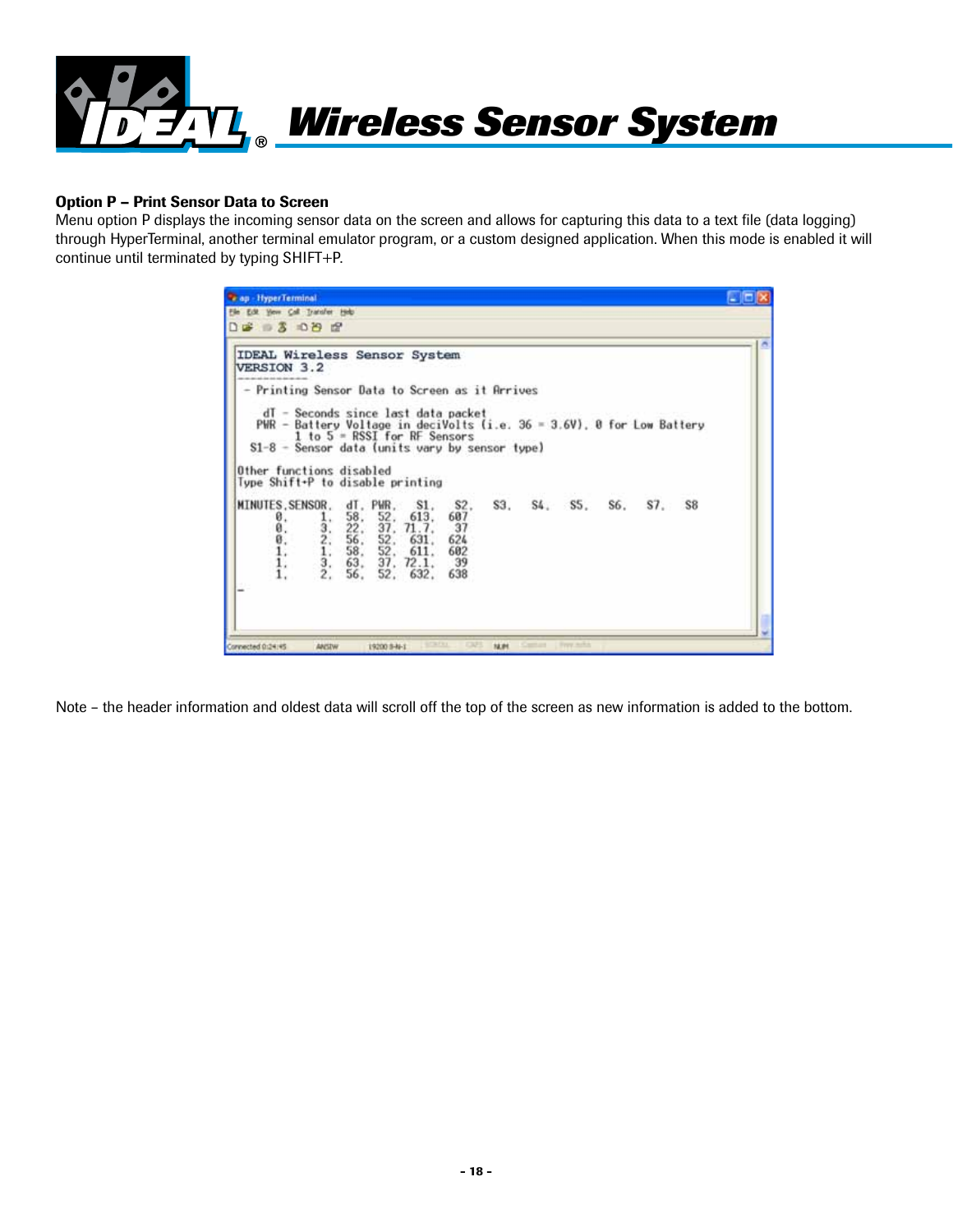## Option P – Print Sensor Data to Screen

Menu option P displays the incoming sensor data on the screen and allows for capturing this data to a text file (data logging) through HyperTerminal, another terminal emulator program, or a custom designed application. When this mode is enabled it will continue until terminated by typing SHIFT+P.

```
IDEAL Wireless Sensor System
VERSION 3.2
-----------
 - Printing Sensor Data to Screen as it Arrives

   dT  - Seconds since last data packet
   PWR - Battery Voltage in deciVolts (i.e. 36 = 3.6V), 0 for Low Battery
         1 to 5 = RSSI for RF Sensors
  S1-8 - Sensor data (units vary by sensor type)

Other functions disabled
Type Shift+P to disable printing

MINUTES,SENSOR,  dT, PWR,   S1,   S2,   S3,   S4,   S5,   S6,   S7,   S8
      0,     1,  58,  52,  613,  607
      0,     3,  22,  37, 71.7,   37
      0,     2,  56,  52,  631,  624
      1,     1,  58,  52,  611,  602
      1,     3,  63,  37, 72.1,   39
      1,     2,  56,  52,  632,  638
_
```

Note – the header information and oldest data will scroll off the top of the screen as new information is added to the bottom.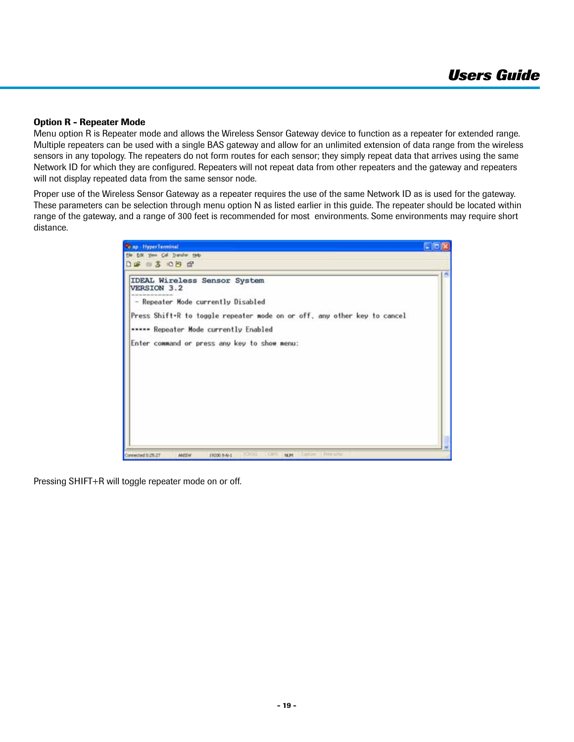### Option R - Repeater Mode

Menu option R is Repeater mode and allows the Wireless Sensor Gateway device to function as a repeater for extended range. Multiple repeaters can be used with a single BAS gateway and allow for an unlimited extension of data range from the wireless sensors in any topology. The repeaters do not form routes for each sensor; they simply repeat data that arrives using the same Network ID for which they are configured. Repeaters will not repeat data from other repeaters and the gateway and repeaters will not display repeated data from the same sensor node.

Proper use of the Wireless Sensor Gateway as a repeater requires the use of the same Network ID as is used for the gateway. These parameters can be selection through menu option N as listed earlier in this guide. The repeater should be located within range of the gateway, and a range of 300 feet is recommended for most environments. Some environments may require short distance.

```
IDEAL Wireless Sensor System
VERSION 3.2
------------
 - Repeater Mode currently Disabled

Press Shift+R to toggle repeater mode on or off, any other key to cancel

***** Repeater Mode currently Enabled

Enter command or press any key to show menu:
```

Pressing SHIFT+R will toggle repeater mode on or off.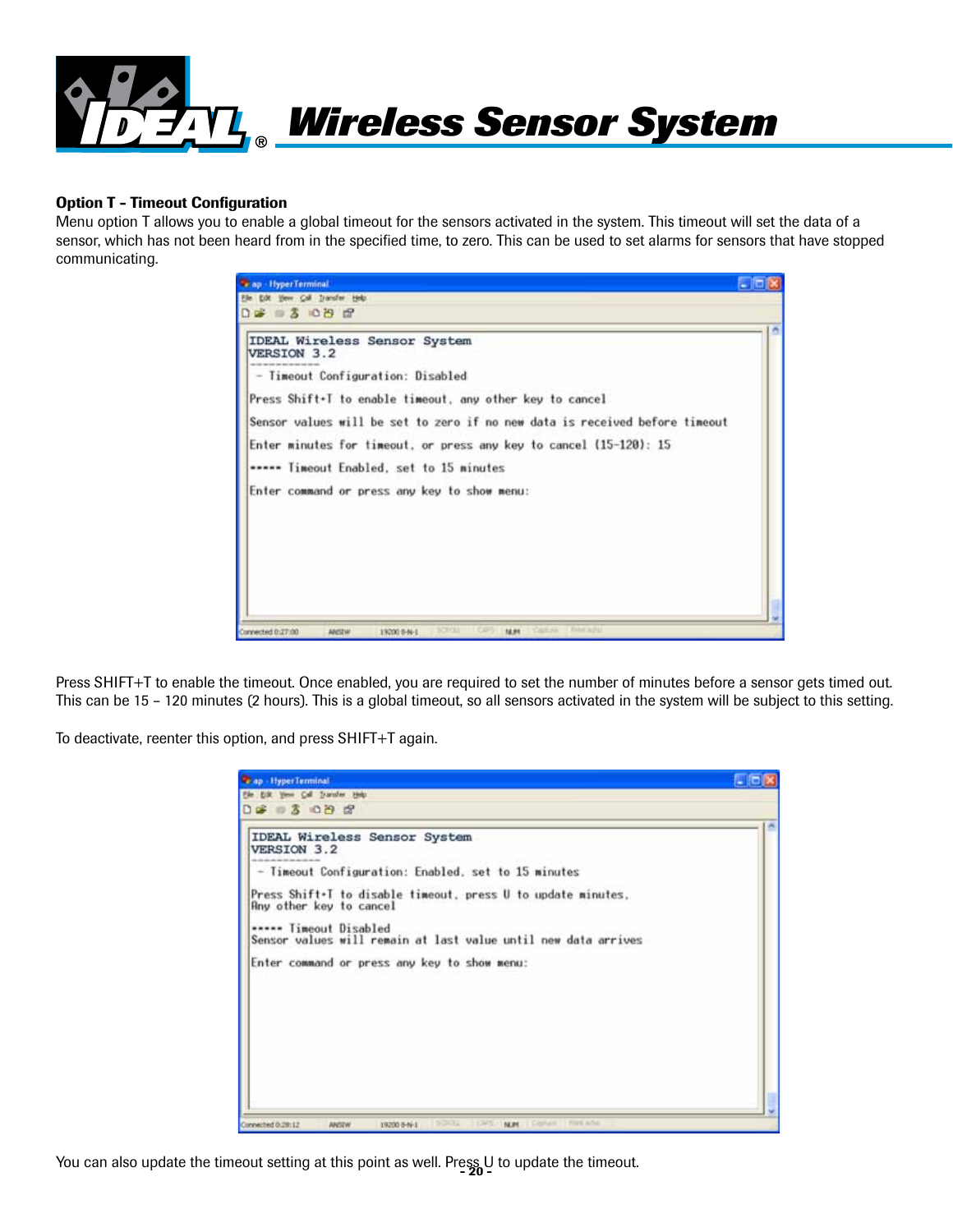**Option T - Timeout Configuration**

Menu option T allows you to enable a global timeout for the sensors activated in the system. This timeout will set the data of a sensor, which has not been heard from in the specified time, to zero. This can be used to set alarms for sensors that have stopped communicating.

```
IDEAL Wireless Sensor System
VERSION 3.2
------------
 - Timeout Configuration: Disabled

Press Shift+T to enable timeout, any other key to cancel

Sensor values will be set to zero if no new data is received before timeout

Enter minutes for timeout, or press any key to cancel (15-120): 15

----- Timeout Enabled, set to 15 minutes

Enter command or press any key to show menu:
```

Press SHIFT+T to enable the timeout. Once enabled, you are required to set the number of minutes before a sensor gets timed out. This can be 15 – 120 minutes (2 hours). This is a global timeout, so all sensors activated in the system will be subject to this setting.

To deactivate, reenter this option, and press SHIFT+T again.

```
IDEAL Wireless Sensor System
VERSION 3.2
------------
 - Timeout Configuration: Enabled, set to 15 minutes

Press Shift+T to disable timeout, press U to update minutes,
Any other key to cancel

----- Timeout Disabled
Sensor values will remain at last value until new data arrives

Enter command or press any key to show menu:
```

You can also update the timeout setting at this point as well. Press U to update the timeout.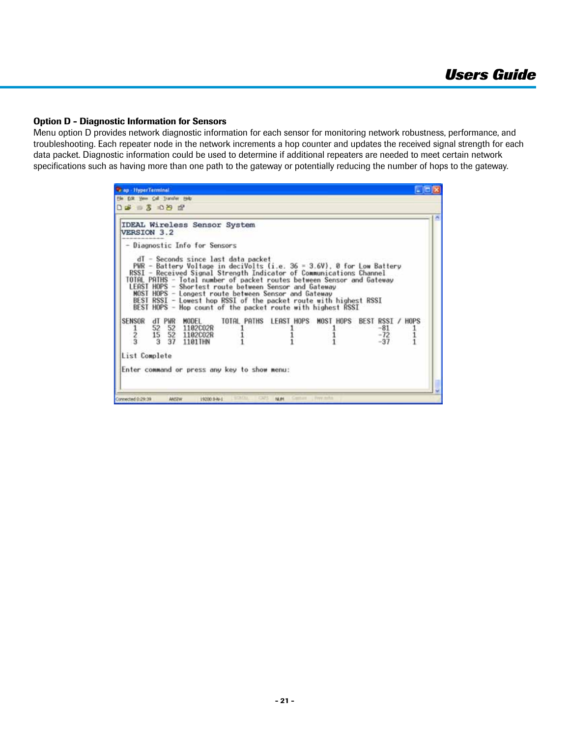### Option D - Diagnostic Information for Sensors

Menu option D provides network diagnostic information for each sensor for monitoring network robustness, performance, and troubleshooting. Each repeater node in the network increments a hop counter and updates the received signal strength for each data packet. Diagnostic information could be used to determine if additional repeaters are needed to meet certain network specifications such as having more than one path to the gateway or potentially reducing the number of hops to the gateway.

```
IDEAL Wireless Sensor System
VERSION 3.2
------------
 - Diagnostic Info for Sensors

    dT - Seconds since last data packet
   PWR - Battery Voltage in deciVolts (i.e. 36 = 3.6V), 0 for Low Battery
  RSSI - Received Signal Strength Indicator of Communications Channel
 TOTAL PATHS - Total number of packet routes between Sensor and Gateway
  LEAST HOPS - Shortest route between Sensor and Gateway
   MOST HOPS - Longest route between Sensor and Gateway
   BEST RSSI - Lowest hop RSSI of the packet route with highest RSSI
   BEST HOPS - Hop count of the packet route with highest RSSI

SENSOR  dT PWR  MODEL     TOTAL PATHS  LEAST HOPS  MOST HOPS  BEST RSSI / HOPS
   1    52  52  1102C02R       1            1          1         -81       1
   2    15  52  1102C02R       1            1          1         -72       1
   3     3  37  1101THN        1            1          1         -37       1

List Complete

Enter command or press any key to show menu:
```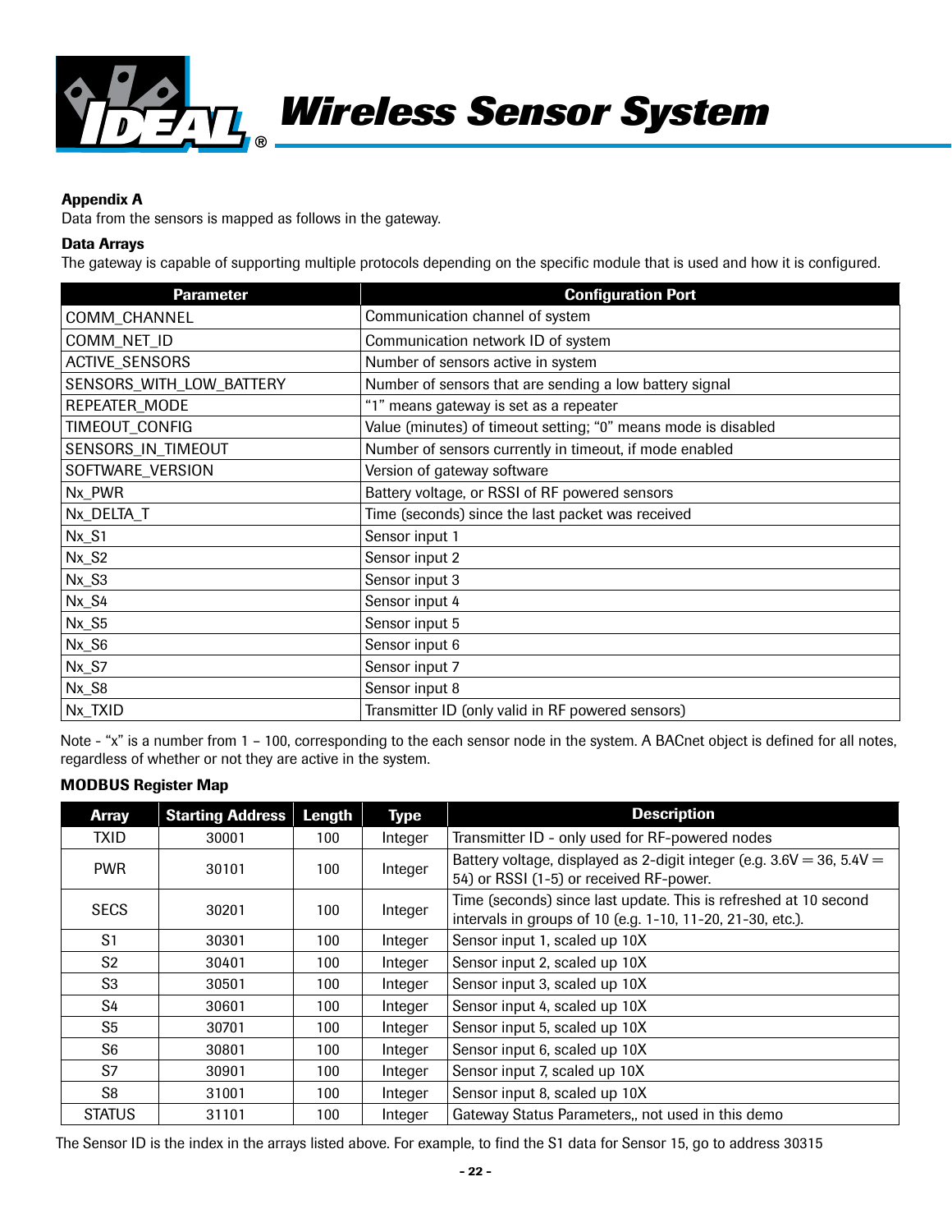**Appendix A**

Data from the sensors is mapped as follows in the gateway.

**Data Arrays**

The gateway is capable of supporting multiple protocols depending on the specific module that is used and how it is configured.

| Parameter | Configuration Port |
|---|---|
| COMM_CHANNEL | Communication channel of system |
| COMM_NET_ID | Communication network ID of system |
| ACTIVE_SENSORS | Number of sensors active in system |
| SENSORS_WITH_LOW_BATTERY | Number of sensors that are sending a low battery signal |
| REPEATER_MODE | "1" means gateway is set as a repeater |
| TIMEOUT_CONFIG | Value (minutes) of timeout setting; "0" means mode is disabled |
| SENSORS_IN_TIMEOUT | Number of sensors currently in timeout, if mode enabled |
| SOFTWARE_VERSION | Version of gateway software |
| Nx_PWR | Battery voltage, or RSSI of RF powered sensors |
| Nx_DELTA_T | Time (seconds) since the last packet was received |
| Nx_S1 | Sensor input 1 |
| Nx_S2 | Sensor input 2 |
| Nx_S3 | Sensor input 3 |
| Nx_S4 | Sensor input 4 |
| Nx_S5 | Sensor input 5 |
| Nx_S6 | Sensor input 6 |
| Nx_S7 | Sensor input 7 |
| Nx_S8 | Sensor input 8 |
| Nx_TXID | Transmitter ID (only valid in RF powered sensors) |

Note - "x" is a number from 1 – 100, corresponding to the each sensor node in the system. A BACnet object is defined for all notes, regardless of whether or not they are active in the system.

**MODBUS Register Map**

| Array | Starting Address | Length | Type | Description |
|---|---|---|---|---|
| TXID | 30001 | 100 | Integer | Transmitter ID - only used for RF-powered nodes |
| PWR | 30101 | 100 | Integer | Battery voltage, displayed as 2-digit integer (e.g. 3.6V = 36, 5.4V = 54) or RSSI (1-5) or received RF-power. |
| SECS | 30201 | 100 | Integer | Time (seconds) since last update. This is refreshed at 10 second intervals in groups of 10 (e.g. 1-10, 11-20, 21-30, etc.). |
| S1 | 30301 | 100 | Integer | Sensor input 1, scaled up 10X |
| S2 | 30401 | 100 | Integer | Sensor input 2, scaled up 10X |
| S3 | 30501 | 100 | Integer | Sensor input 3, scaled up 10X |
| S4 | 30601 | 100 | Integer | Sensor input 4, scaled up 10X |
| S5 | 30701 | 100 | Integer | Sensor input 5, scaled up 10X |
| S6 | 30801 | 100 | Integer | Sensor input 6, scaled up 10X |
| S7 | 30901 | 100 | Integer | Sensor input 7, scaled up 10X |
| S8 | 31001 | 100 | Integer | Sensor input 8, scaled up 10X |
| STATUS | 31101 | 100 | Integer | Gateway Status Parameters,, not used in this demo |

The Sensor ID is the index in the arrays listed above. For example, to find the S1 data for Sensor 15, go to address 30315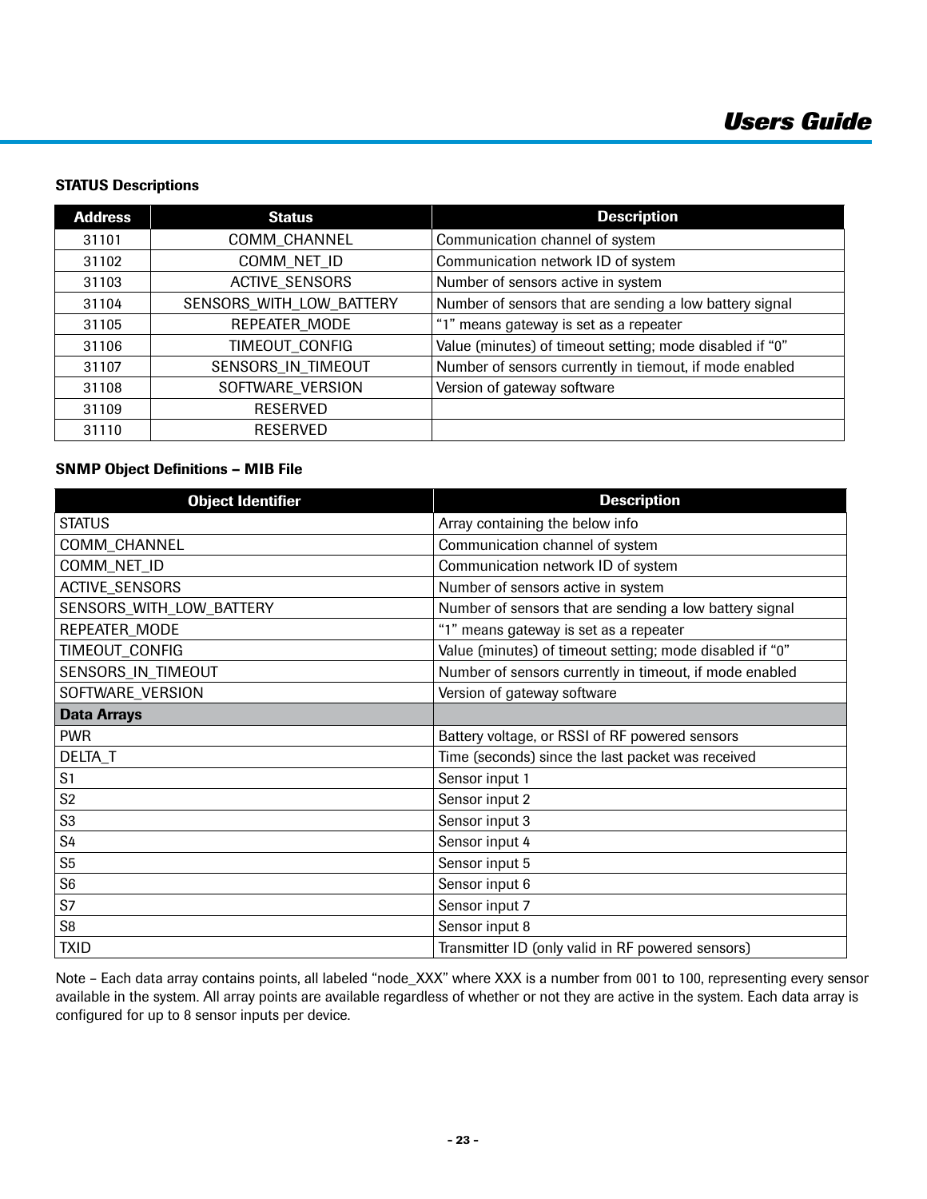### STATUS Descriptions

| Address | Status | Description |
|---|---|---|
| 31101 | COMM_CHANNEL | Communication channel of system |
| 31102 | COMM_NET_ID | Communication network ID of system |
| 31103 | ACTIVE_SENSORS | Number of sensors active in system |
| 31104 | SENSORS_WITH_LOW_BATTERY | Number of sensors that are sending a low battery signal |
| 31105 | REPEATER_MODE | "1" means gateway is set as a repeater |
| 31106 | TIMEOUT_CONFIG | Value (minutes) of timeout setting; mode disabled if "0" |
| 31107 | SENSORS_IN_TIMEOUT | Number of sensors currently in tiemout, if mode enabled |
| 31108 | SOFTWARE_VERSION | Version of gateway software |
| 31109 | RESERVED | |
| 31110 | RESERVED | |

### SNMP Object Definitions – MIB File

| Object Identifier | Description |
|---|---|
| STATUS | Array containing the below info |
| COMM_CHANNEL | Communication channel of system |
| COMM_NET_ID | Communication network ID of system |
| ACTIVE_SENSORS | Number of sensors active in system |
| SENSORS_WITH_LOW_BATTERY | Number of sensors that are sending a low battery signal |
| REPEATER_MODE | "1" means gateway is set as a repeater |
| TIMEOUT_CONFIG | Value (minutes) of timeout setting; mode disabled if "0" |
| SENSORS_IN_TIMEOUT | Number of sensors currently in timeout, if mode enabled |
| SOFTWARE_VERSION | Version of gateway software |
| **Data Arrays** | |
| PWR | Battery voltage, or RSSI of RF powered sensors |
| DELTA_T | Time (seconds) since the last packet was received |
| S1 | Sensor input 1 |
| S2 | Sensor input 2 |
| S3 | Sensor input 3 |
| S4 | Sensor input 4 |
| S5 | Sensor input 5 |
| S6 | Sensor input 6 |
| S7 | Sensor input 7 |
| S8 | Sensor input 8 |
| TXID | Transmitter ID (only valid in RF powered sensors) |

Note – Each data array contains points, all labeled "node_XXX" where XXX is a number from 001 to 100, representing every sensor available in the system. All array points are available regardless of whether or not they are active in the system. Each data array is configured for up to 8 sensor inputs per device.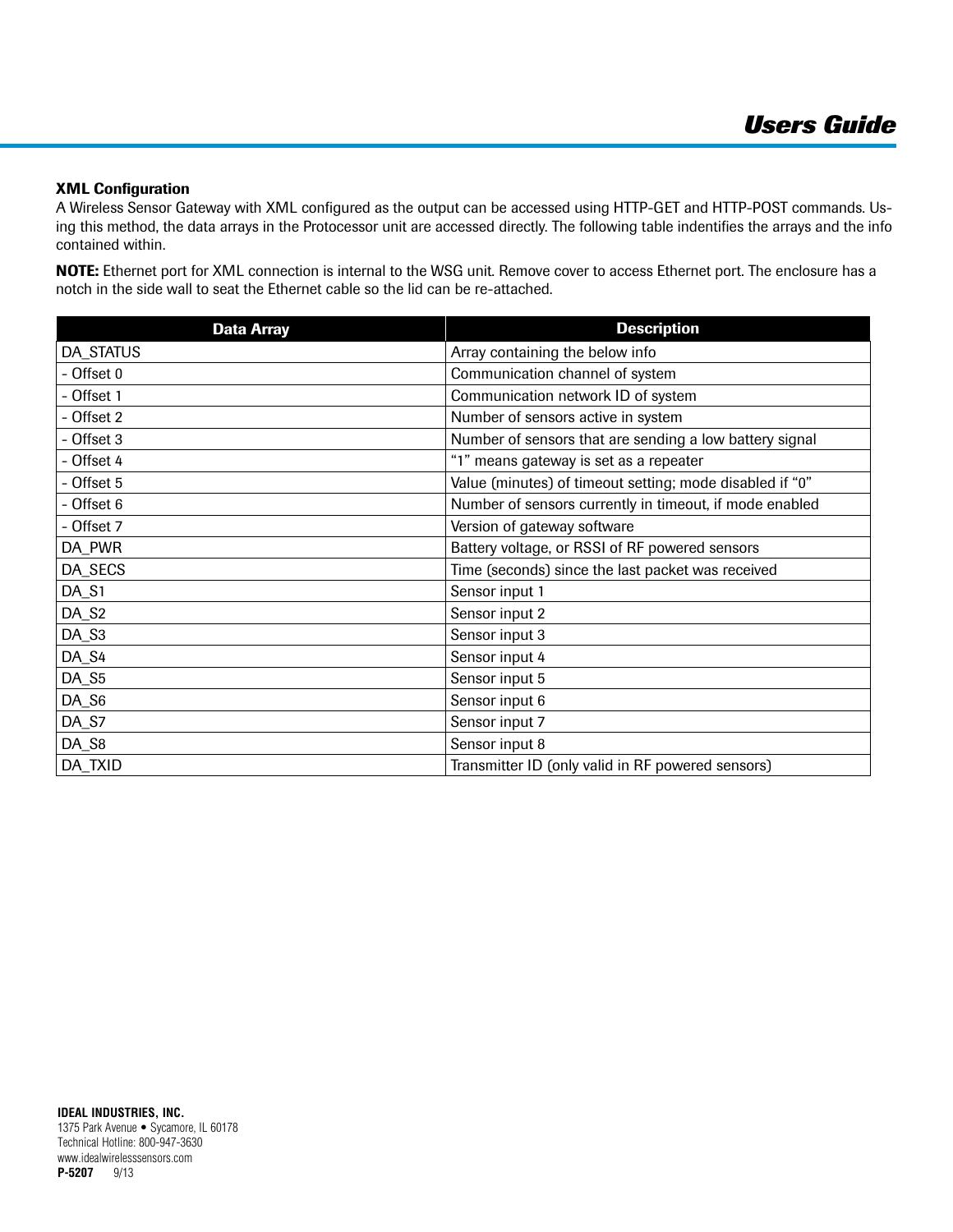### XML Configuration

A Wireless Sensor Gateway with XML configured as the output can be accessed using HTTP-GET and HTTP-POST commands. Using this method, the data arrays in the Protocessor unit are accessed directly. The following table indentifies the arrays and the info contained within.

**NOTE:** Ethernet port for XML connection is internal to the WSG unit. Remove cover to access Ethernet port. The enclosure has a notch in the side wall to seat the Ethernet cable so the lid can be re-attached.

| Data Array | Description |
|---|---|
| DA_STATUS | Array containing the below info |
| - Offset 0 | Communication channel of system |
| - Offset 1 | Communication network ID of system |
| - Offset 2 | Number of sensors active in system |
| - Offset 3 | Number of sensors that are sending a low battery signal |
| - Offset 4 | "1" means gateway is set as a repeater |
| - Offset 5 | Value (minutes) of timeout setting; mode disabled if "0" |
| - Offset 6 | Number of sensors currently in timeout, if mode enabled |
| - Offset 7 | Version of gateway software |
| DA_PWR | Battery voltage, or RSSI of RF powered sensors |
| DA_SECS | Time (seconds) since the last packet was received |
| DA_S1 | Sensor input 1 |
| DA_S2 | Sensor input 2 |
| DA_S3 | Sensor input 3 |
| DA_S4 | Sensor input 4 |
| DA_S5 | Sensor input 5 |
| DA_S6 | Sensor input 6 |
| DA_S7 | Sensor input 7 |
| DA_S8 | Sensor input 8 |
| DA_TXID | Transmitter ID (only valid in RF powered sensors) |

**IDEAL INDUSTRIES, INC.**
1375 Park Avenue • Sycamore, IL 60178
Technical Hotline: 800-947-3630
www.idealwirelesssensors.com
**P-5207** 9/13